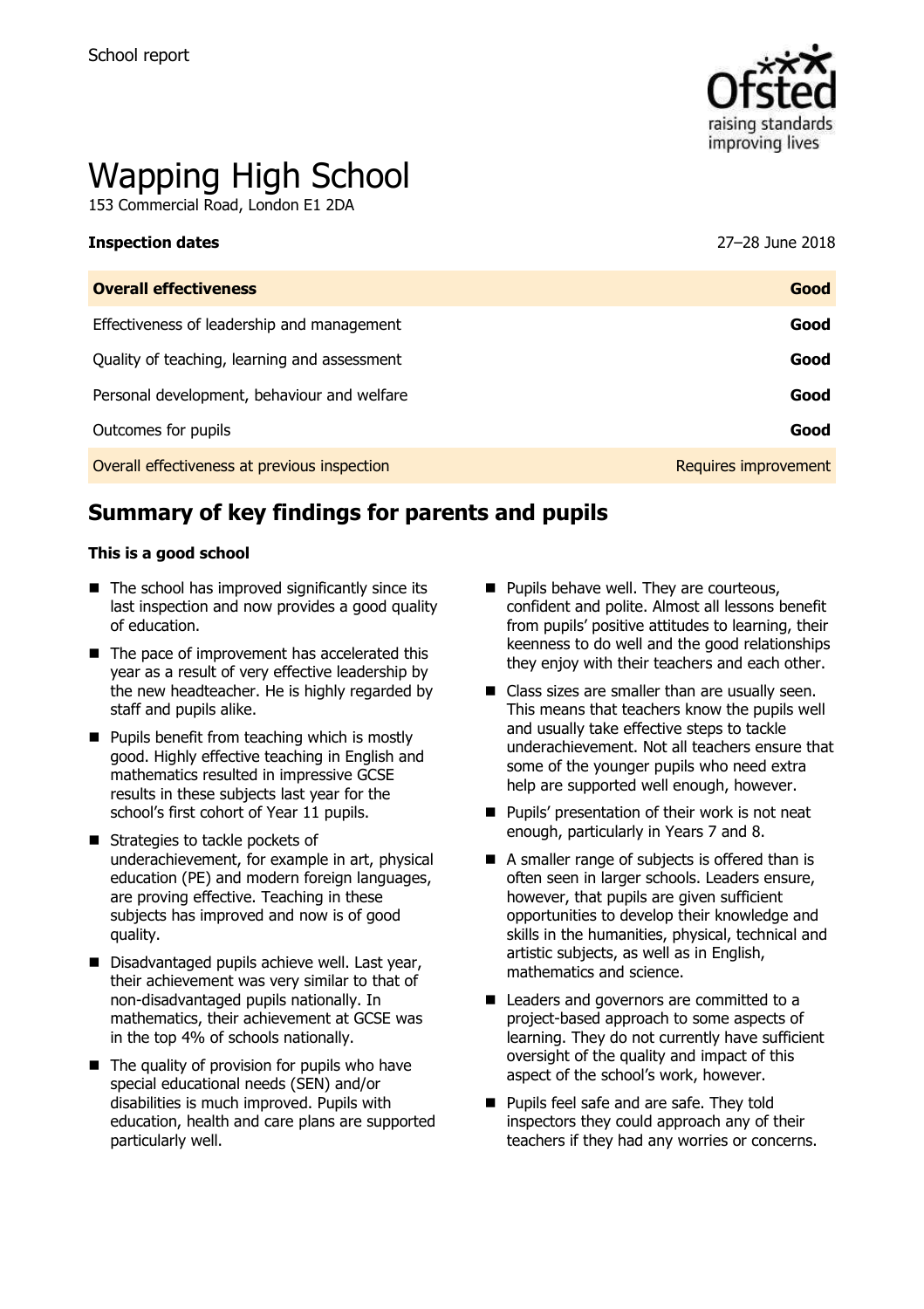School report

# Wapping High School

153 Commercial Road, London E1 2DA

| **Inspection dates** | 27–28 June 2018 |
| --- | --- |
| **Overall effectiveness** | **Good** |
| Effectiveness of leadership and management | **Good** |
| Quality of teaching, learning and assessment | **Good** |
| Personal development, behaviour and welfare | **Good** |
| Outcomes for pupils | **Good** |
| Overall effectiveness at previous inspection | Requires improvement |

## Summary of key findings for parents and pupils

**This is a good school**

- The school has improved significantly since its last inspection and now provides a good quality of education.
- The pace of improvement has accelerated this year as a result of very effective leadership by the new headteacher. He is highly regarded by staff and pupils alike.
- Pupils benefit from teaching which is mostly good. Highly effective teaching in English and mathematics resulted in impressive GCSE results in these subjects last year for the school's first cohort of Year 11 pupils.
- Strategies to tackle pockets of underachievement, for example in art, physical education (PE) and modern foreign languages, are proving effective. Teaching in these subjects has improved and now is of good quality.
- Disadvantaged pupils achieve well. Last year, their achievement was very similar to that of non-disadvantaged pupils nationally. In mathematics, their achievement at GCSE was in the top 4% of schools nationally.
- The quality of provision for pupils who have special educational needs (SEN) and/or disabilities is much improved. Pupils with education, health and care plans are supported particularly well.
- Pupils behave well. They are courteous, confident and polite. Almost all lessons benefit from pupils' positive attitudes to learning, their keenness to do well and the good relationships they enjoy with their teachers and each other.
- Class sizes are smaller than are usually seen. This means that teachers know the pupils well and usually take effective steps to tackle underachievement. Not all teachers ensure that some of the younger pupils who need extra help are supported well enough, however.
- Pupils' presentation of their work is not neat enough, particularly in Years 7 and 8.
- A smaller range of subjects is offered than is often seen in larger schools. Leaders ensure, however, that pupils are given sufficient opportunities to develop their knowledge and skills in the humanities, physical, technical and artistic subjects, as well as in English, mathematics and science.
- Leaders and governors are committed to a project-based approach to some aspects of learning. They do not currently have sufficient oversight of the quality and impact of this aspect of the school's work, however.
- Pupils feel safe and are safe. They told inspectors they could approach any of their teachers if they had any worries or concerns.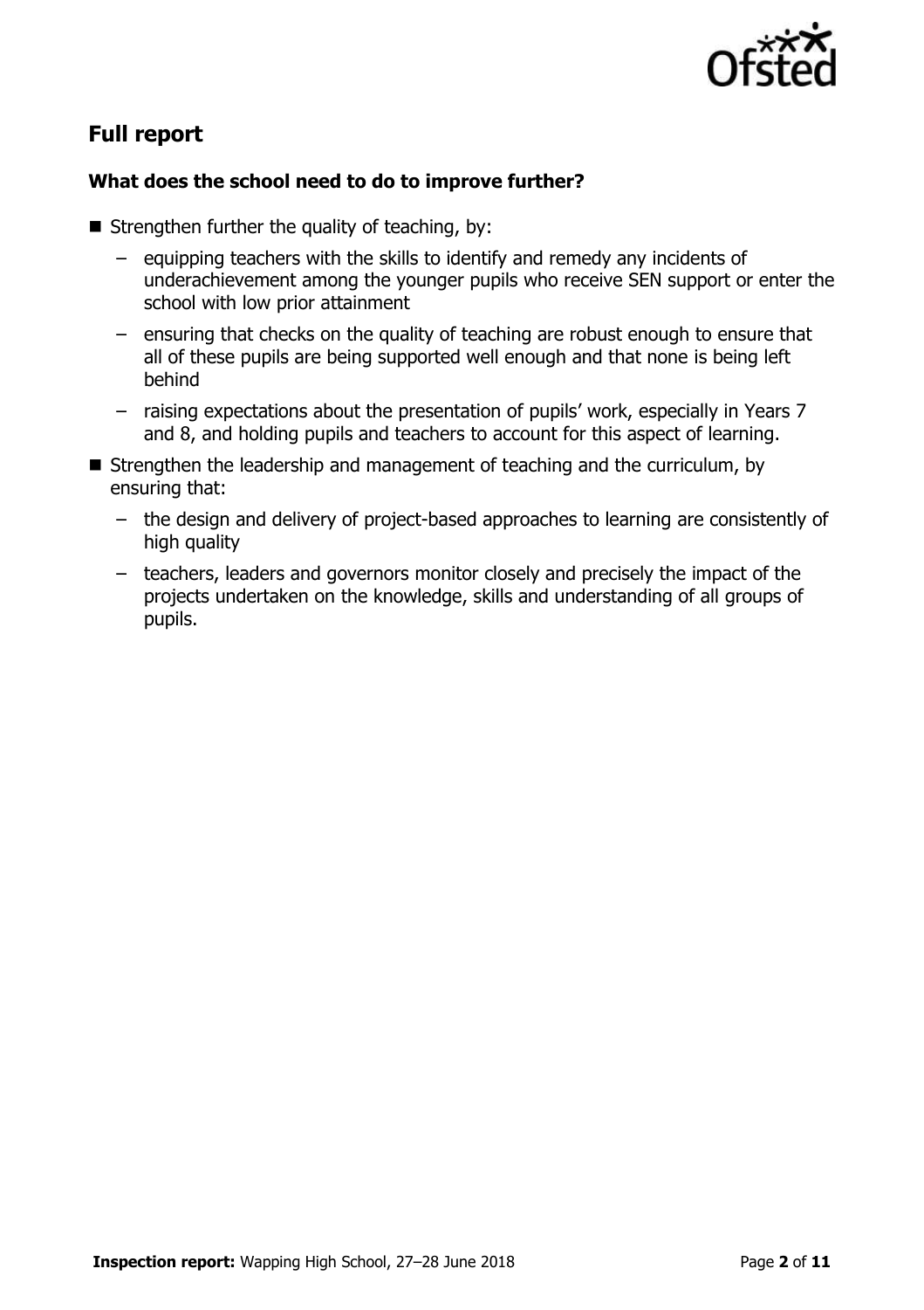## Full report

### What does the school need to do to improve further?

- Strengthen further the quality of teaching, by:
  - equipping teachers with the skills to identify and remedy any incidents of underachievement among the younger pupils who receive SEN support or enter the school with low prior attainment
  - ensuring that checks on the quality of teaching are robust enough to ensure that all of these pupils are being supported well enough and that none is being left behind
  - raising expectations about the presentation of pupils' work, especially in Years 7 and 8, and holding pupils and teachers to account for this aspect of learning.
- Strengthen the leadership and management of teaching and the curriculum, by ensuring that:
  - the design and delivery of project-based approaches to learning are consistently of high quality
  - teachers, leaders and governors monitor closely and precisely the impact of the projects undertaken on the knowledge, skills and understanding of all groups of pupils.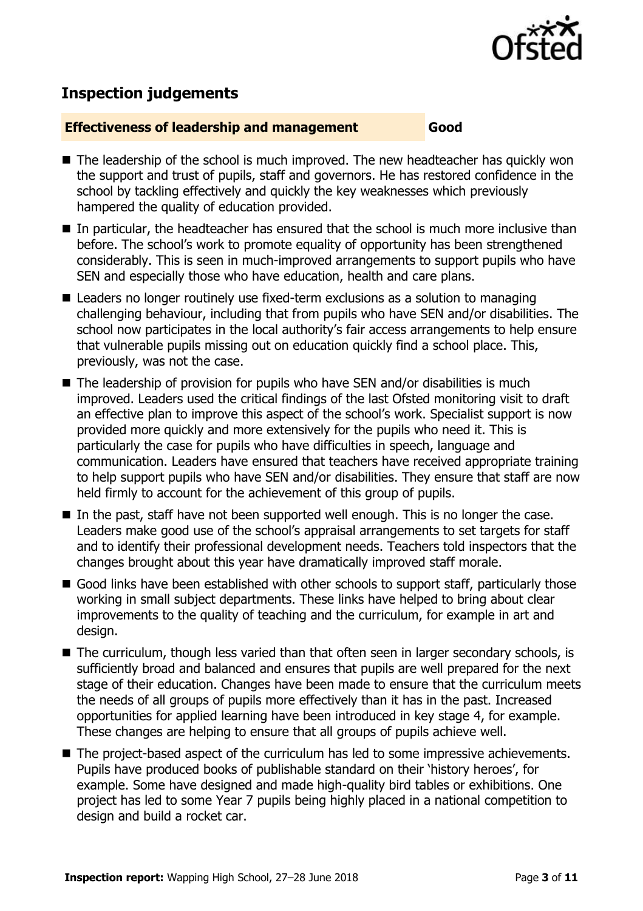## Inspection judgements

**Effectiveness of leadership and management** **Good**

- The leadership of the school is much improved. The new headteacher has quickly won the support and trust of pupils, staff and governors. He has restored confidence in the school by tackling effectively and quickly the key weaknesses which previously hampered the quality of education provided.
- In particular, the headteacher has ensured that the school is much more inclusive than before. The school's work to promote equality of opportunity has been strengthened considerably. This is seen in much-improved arrangements to support pupils who have SEN and especially those who have education, health and care plans.
- Leaders no longer routinely use fixed-term exclusions as a solution to managing challenging behaviour, including that from pupils who have SEN and/or disabilities. The school now participates in the local authority's fair access arrangements to help ensure that vulnerable pupils missing out on education quickly find a school place. This, previously, was not the case.
- The leadership of provision for pupils who have SEN and/or disabilities is much improved. Leaders used the critical findings of the last Ofsted monitoring visit to draft an effective plan to improve this aspect of the school's work. Specialist support is now provided more quickly and more extensively for the pupils who need it. This is particularly the case for pupils who have difficulties in speech, language and communication. Leaders have ensured that teachers have received appropriate training to help support pupils who have SEN and/or disabilities. They ensure that staff are now held firmly to account for the achievement of this group of pupils.
- In the past, staff have not been supported well enough. This is no longer the case. Leaders make good use of the school's appraisal arrangements to set targets for staff and to identify their professional development needs. Teachers told inspectors that the changes brought about this year have dramatically improved staff morale.
- Good links have been established with other schools to support staff, particularly those working in small subject departments. These links have helped to bring about clear improvements to the quality of teaching and the curriculum, for example in art and design.
- The curriculum, though less varied than that often seen in larger secondary schools, is sufficiently broad and balanced and ensures that pupils are well prepared for the next stage of their education. Changes have been made to ensure that the curriculum meets the needs of all groups of pupils more effectively than it has in the past. Increased opportunities for applied learning have been introduced in key stage 4, for example. These changes are helping to ensure that all groups of pupils achieve well.
- The project-based aspect of the curriculum has led to some impressive achievements. Pupils have produced books of publishable standard on their 'history heroes', for example. Some have designed and made high-quality bird tables or exhibitions. One project has led to some Year 7 pupils being highly placed in a national competition to design and build a rocket car.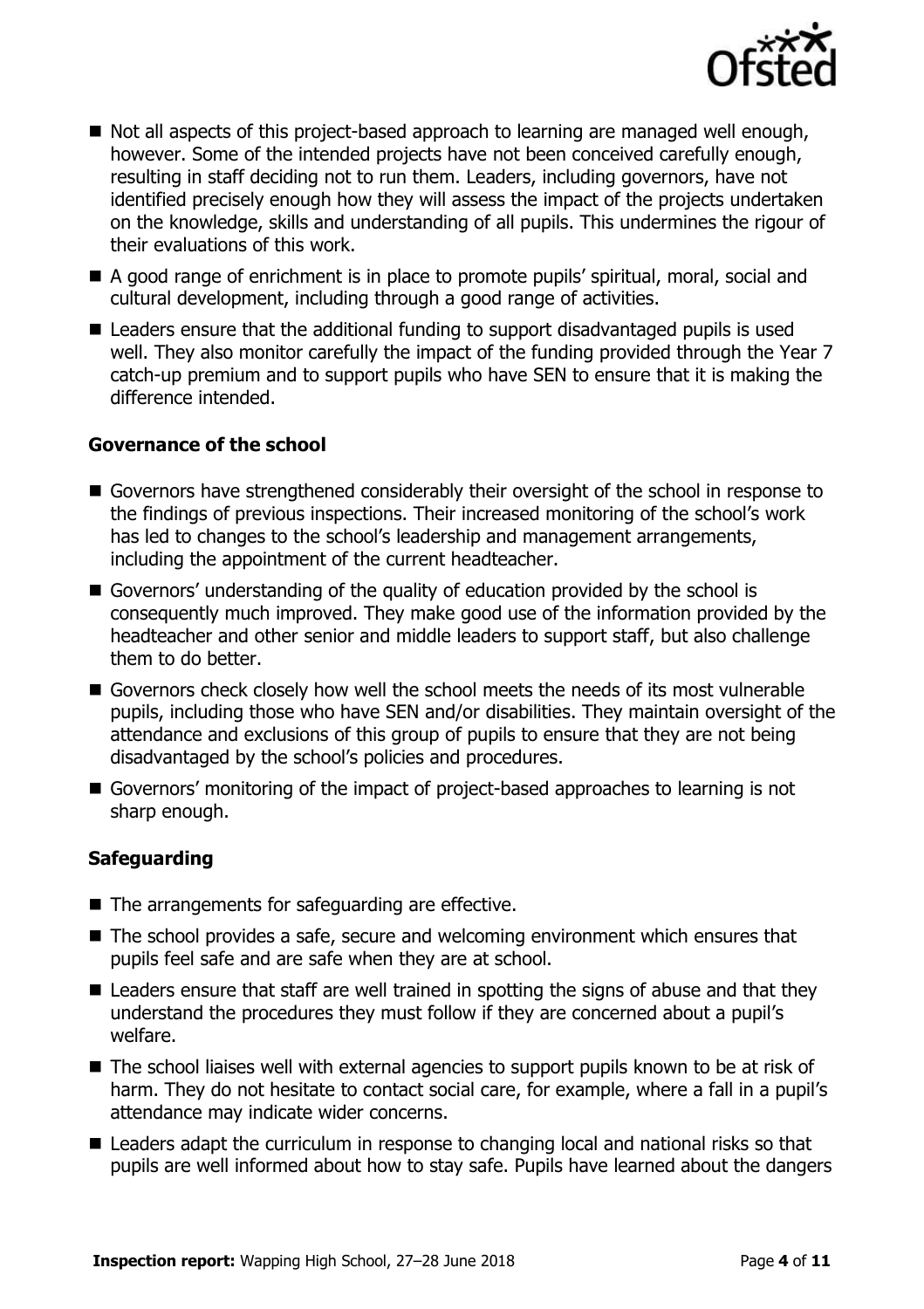- Not all aspects of this project-based approach to learning are managed well enough, however. Some of the intended projects have not been conceived carefully enough, resulting in staff deciding not to run them. Leaders, including governors, have not identified precisely enough how they will assess the impact of the projects undertaken on the knowledge, skills and understanding of all pupils. This undermines the rigour of their evaluations of this work.
- A good range of enrichment is in place to promote pupils' spiritual, moral, social and cultural development, including through a good range of activities.
- Leaders ensure that the additional funding to support disadvantaged pupils is used well. They also monitor carefully the impact of the funding provided through the Year 7 catch-up premium and to support pupils who have SEN to ensure that it is making the difference intended.

### Governance of the school

- Governors have strengthened considerably their oversight of the school in response to the findings of previous inspections. Their increased monitoring of the school's work has led to changes to the school's leadership and management arrangements, including the appointment of the current headteacher.
- Governors' understanding of the quality of education provided by the school is consequently much improved. They make good use of the information provided by the headteacher and other senior and middle leaders to support staff, but also challenge them to do better.
- Governors check closely how well the school meets the needs of its most vulnerable pupils, including those who have SEN and/or disabilities. They maintain oversight of the attendance and exclusions of this group of pupils to ensure that they are not being disadvantaged by the school's policies and procedures.
- Governors' monitoring of the impact of project-based approaches to learning is not sharp enough.

### Safeguarding

- The arrangements for safeguarding are effective.
- The school provides a safe, secure and welcoming environment which ensures that pupils feel safe and are safe when they are at school.
- Leaders ensure that staff are well trained in spotting the signs of abuse and that they understand the procedures they must follow if they are concerned about a pupil's welfare.
- The school liaises well with external agencies to support pupils known to be at risk of harm. They do not hesitate to contact social care, for example, where a fall in a pupil's attendance may indicate wider concerns.
- Leaders adapt the curriculum in response to changing local and national risks so that pupils are well informed about how to stay safe. Pupils have learned about the dangers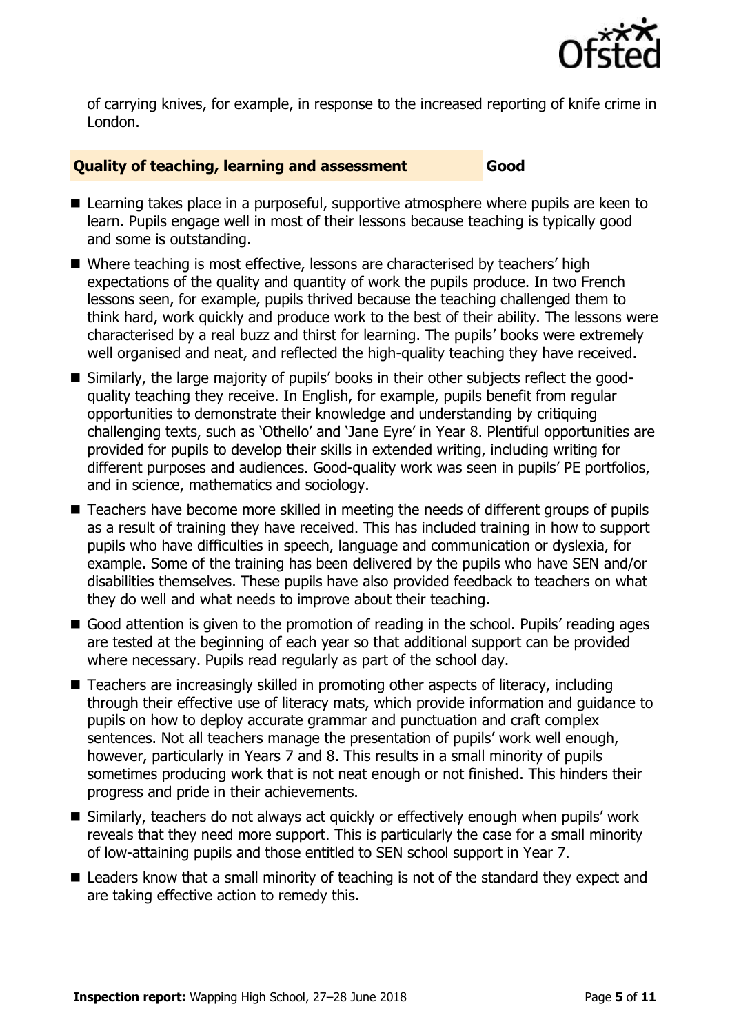of carrying knives, for example, in response to the increased reporting of knife crime in London.

### Quality of teaching, learning and assessment — Good

- Learning takes place in a purposeful, supportive atmosphere where pupils are keen to learn. Pupils engage well in most of their lessons because teaching is typically good and some is outstanding.
- Where teaching is most effective, lessons are characterised by teachers' high expectations of the quality and quantity of work the pupils produce. In two French lessons seen, for example, pupils thrived because the teaching challenged them to think hard, work quickly and produce work to the best of their ability. The lessons were characterised by a real buzz and thirst for learning. The pupils' books were extremely well organised and neat, and reflected the high-quality teaching they have received.
- Similarly, the large majority of pupils' books in their other subjects reflect the good-quality teaching they receive. In English, for example, pupils benefit from regular opportunities to demonstrate their knowledge and understanding by critiquing challenging texts, such as 'Othello' and 'Jane Eyre' in Year 8. Plentiful opportunities are provided for pupils to develop their skills in extended writing, including writing for different purposes and audiences. Good-quality work was seen in pupils' PE portfolios, and in science, mathematics and sociology.
- Teachers have become more skilled in meeting the needs of different groups of pupils as a result of training they have received. This has included training in how to support pupils who have difficulties in speech, language and communication or dyslexia, for example. Some of the training has been delivered by the pupils who have SEN and/or disabilities themselves. These pupils have also provided feedback to teachers on what they do well and what needs to improve about their teaching.
- Good attention is given to the promotion of reading in the school. Pupils' reading ages are tested at the beginning of each year so that additional support can be provided where necessary. Pupils read regularly as part of the school day.
- Teachers are increasingly skilled in promoting other aspects of literacy, including through their effective use of literacy mats, which provide information and guidance to pupils on how to deploy accurate grammar and punctuation and craft complex sentences. Not all teachers manage the presentation of pupils' work well enough, however, particularly in Years 7 and 8. This results in a small minority of pupils sometimes producing work that is not neat enough or not finished. This hinders their progress and pride in their achievements.
- Similarly, teachers do not always act quickly or effectively enough when pupils' work reveals that they need more support. This is particularly the case for a small minority of low-attaining pupils and those entitled to SEN school support in Year 7.
- Leaders know that a small minority of teaching is not of the standard they expect and are taking effective action to remedy this.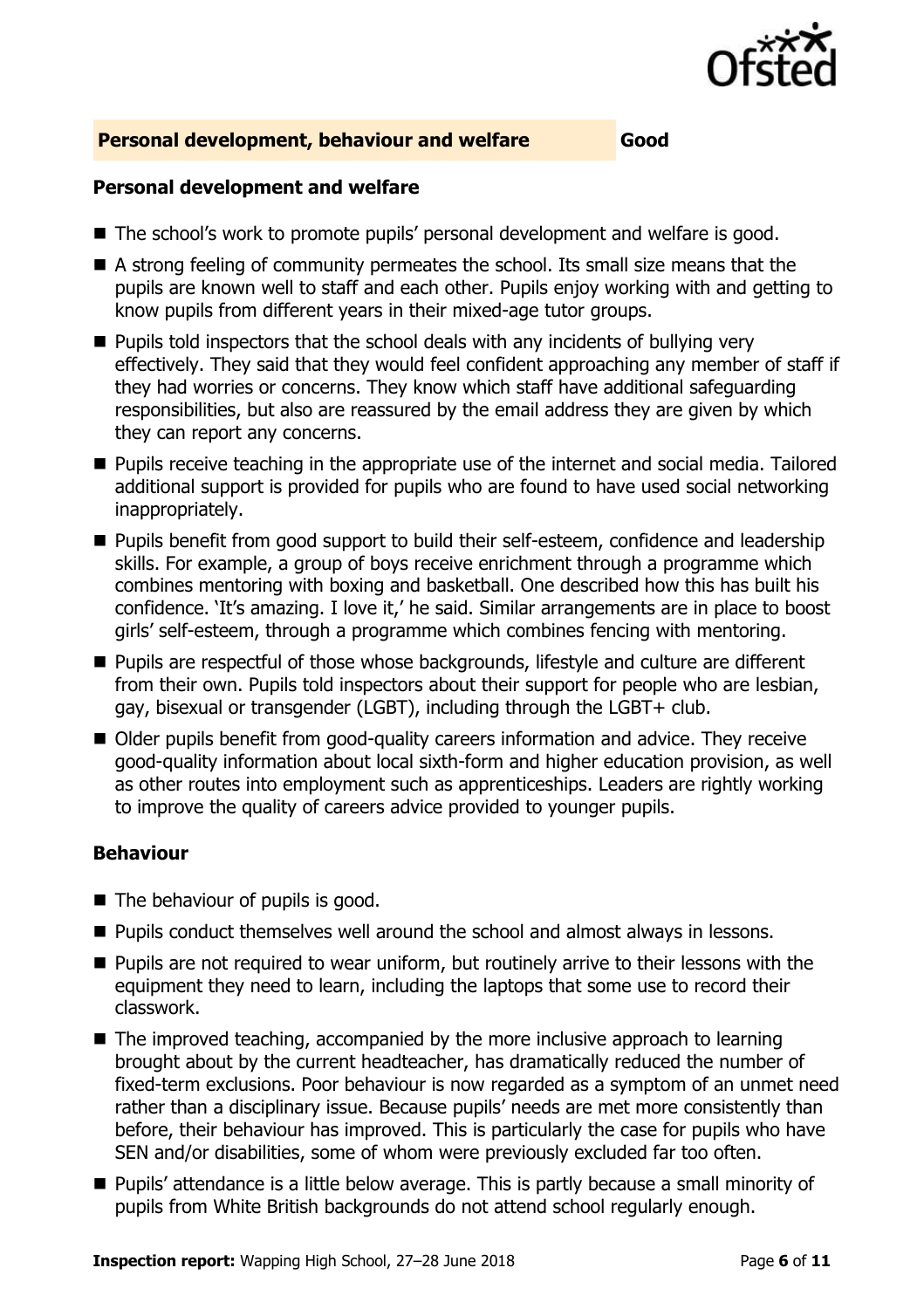## Personal development, behaviour and welfare — Good

### Personal development and welfare

- The school's work to promote pupils' personal development and welfare is good.
- A strong feeling of community permeates the school. Its small size means that the pupils are known well to staff and each other. Pupils enjoy working with and getting to know pupils from different years in their mixed-age tutor groups.
- Pupils told inspectors that the school deals with any incidents of bullying very effectively. They said that they would feel confident approaching any member of staff if they had worries or concerns. They know which staff have additional safeguarding responsibilities, but also are reassured by the email address they are given by which they can report any concerns.
- Pupils receive teaching in the appropriate use of the internet and social media. Tailored additional support is provided for pupils who are found to have used social networking inappropriately.
- Pupils benefit from good support to build their self-esteem, confidence and leadership skills. For example, a group of boys receive enrichment through a programme which combines mentoring with boxing and basketball. One described how this has built his confidence. 'It's amazing. I love it,' he said. Similar arrangements are in place to boost girls' self-esteem, through a programme which combines fencing with mentoring.
- Pupils are respectful of those whose backgrounds, lifestyle and culture are different from their own. Pupils told inspectors about their support for people who are lesbian, gay, bisexual or transgender (LGBT), including through the LGBT+ club.
- Older pupils benefit from good-quality careers information and advice. They receive good-quality information about local sixth-form and higher education provision, as well as other routes into employment such as apprenticeships. Leaders are rightly working to improve the quality of careers advice provided to younger pupils.

### Behaviour

- The behaviour of pupils is good.
- Pupils conduct themselves well around the school and almost always in lessons.
- Pupils are not required to wear uniform, but routinely arrive to their lessons with the equipment they need to learn, including the laptops that some use to record their classwork.
- The improved teaching, accompanied by the more inclusive approach to learning brought about by the current headteacher, has dramatically reduced the number of fixed-term exclusions. Poor behaviour is now regarded as a symptom of an unmet need rather than a disciplinary issue. Because pupils' needs are met more consistently than before, their behaviour has improved. This is particularly the case for pupils who have SEN and/or disabilities, some of whom were previously excluded far too often.
- Pupils' attendance is a little below average. This is partly because a small minority of pupils from White British backgrounds do not attend school regularly enough.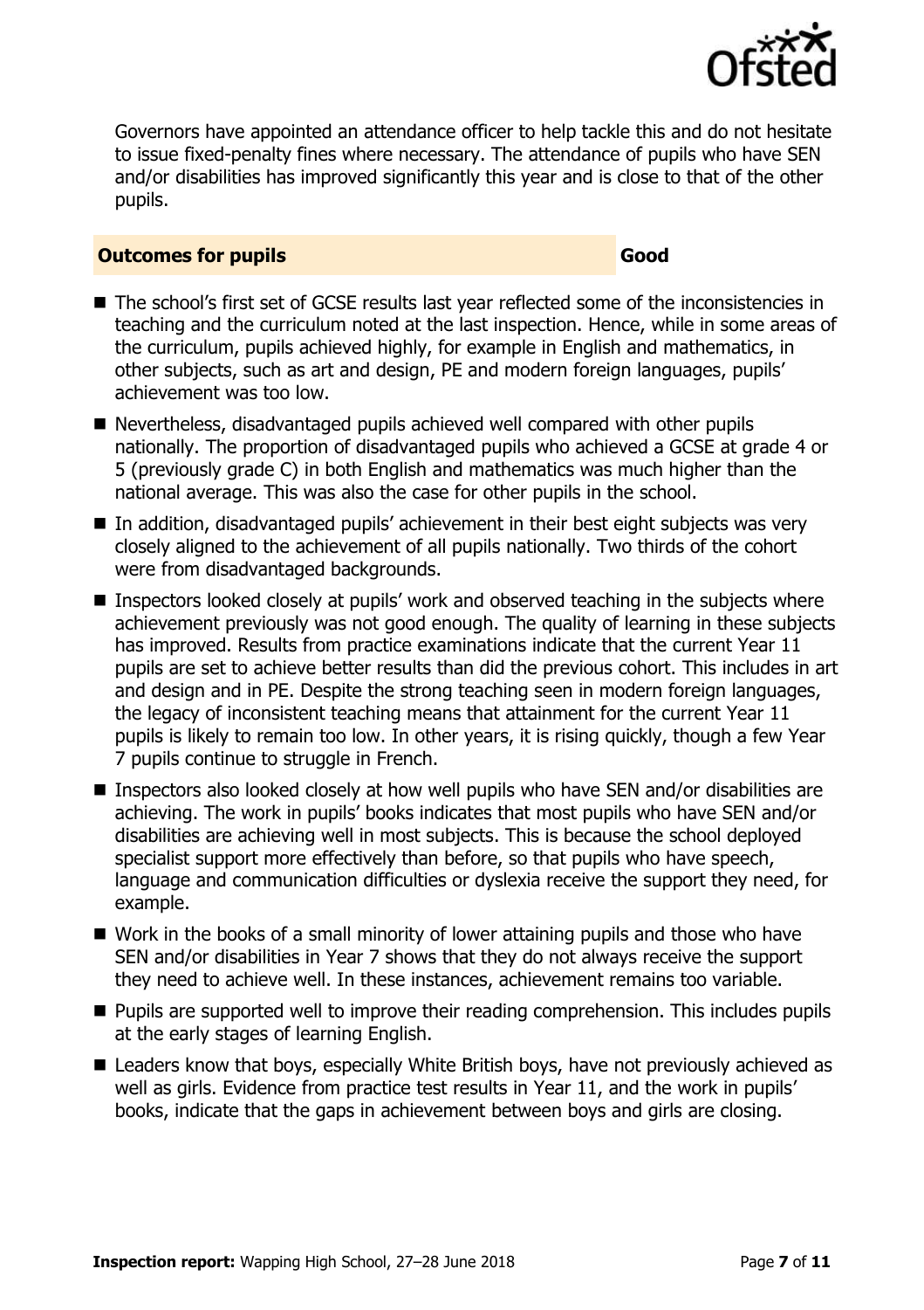Governors have appointed an attendance officer to help tackle this and do not hesitate to issue fixed-penalty fines where necessary. The attendance of pupils who have SEN and/or disabilities has improved significantly this year and is close to that of the other pupils.

## Outcomes for pupils — Good

- The school's first set of GCSE results last year reflected some of the inconsistencies in teaching and the curriculum noted at the last inspection. Hence, while in some areas of the curriculum, pupils achieved highly, for example in English and mathematics, in other subjects, such as art and design, PE and modern foreign languages, pupils' achievement was too low.
- Nevertheless, disadvantaged pupils achieved well compared with other pupils nationally. The proportion of disadvantaged pupils who achieved a GCSE at grade 4 or 5 (previously grade C) in both English and mathematics was much higher than the national average. This was also the case for other pupils in the school.
- In addition, disadvantaged pupils' achievement in their best eight subjects was very closely aligned to the achievement of all pupils nationally. Two thirds of the cohort were from disadvantaged backgrounds.
- Inspectors looked closely at pupils' work and observed teaching in the subjects where achievement previously was not good enough. The quality of learning in these subjects has improved. Results from practice examinations indicate that the current Year 11 pupils are set to achieve better results than did the previous cohort. This includes in art and design and in PE. Despite the strong teaching seen in modern foreign languages, the legacy of inconsistent teaching means that attainment for the current Year 11 pupils is likely to remain too low. In other years, it is rising quickly, though a few Year 7 pupils continue to struggle in French.
- Inspectors also looked closely at how well pupils who have SEN and/or disabilities are achieving. The work in pupils' books indicates that most pupils who have SEN and/or disabilities are achieving well in most subjects. This is because the school deployed specialist support more effectively than before, so that pupils who have speech, language and communication difficulties or dyslexia receive the support they need, for example.
- Work in the books of a small minority of lower attaining pupils and those who have SEN and/or disabilities in Year 7 shows that they do not always receive the support they need to achieve well. In these instances, achievement remains too variable.
- Pupils are supported well to improve their reading comprehension. This includes pupils at the early stages of learning English.
- Leaders know that boys, especially White British boys, have not previously achieved as well as girls. Evidence from practice test results in Year 11, and the work in pupils' books, indicate that the gaps in achievement between boys and girls are closing.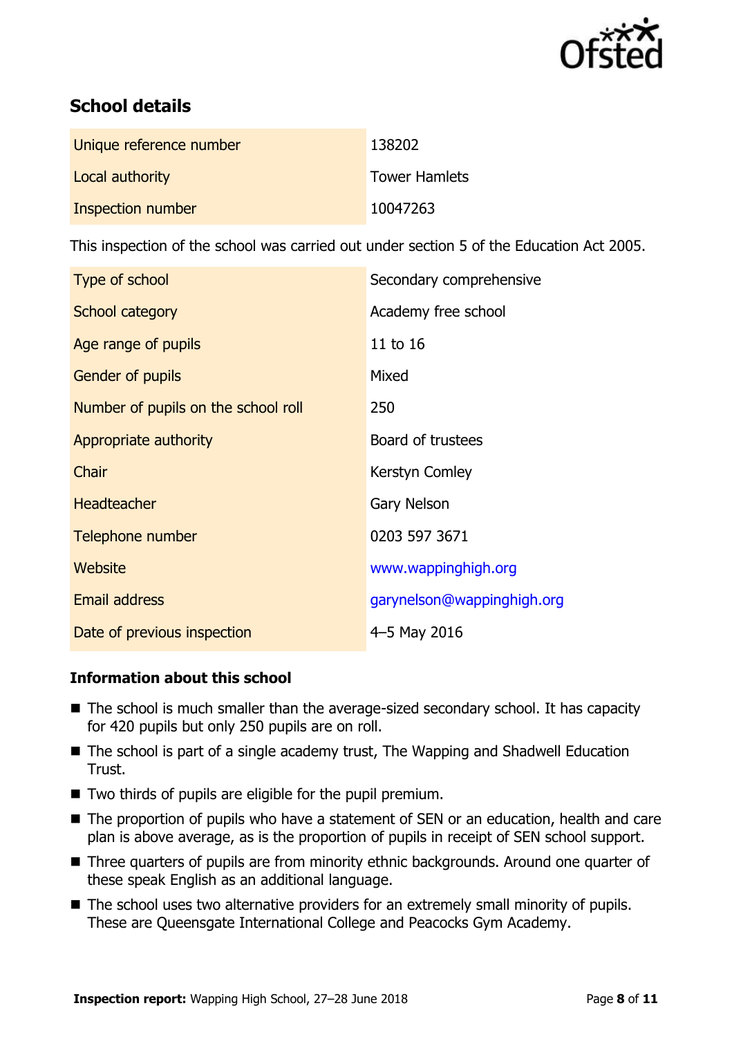## School details

| | |
|---|---|
| Unique reference number | 138202 |
| Local authority | Tower Hamlets |
| Inspection number | 10047263 |

This inspection of the school was carried out under section 5 of the Education Act 2005.

| | |
|---|---|
| Type of school | Secondary comprehensive |
| School category | Academy free school |
| Age range of pupils | 11 to 16 |
| Gender of pupils | Mixed |
| Number of pupils on the school roll | 250 |
| Appropriate authority | Board of trustees |
| Chair | Kerstyn Comley |
| Headteacher | Gary Nelson |
| Telephone number | 0203 597 3671 |
| Website | www.wappinghigh.org |
| Email address | garynelson@wappinghigh.org |
| Date of previous inspection | 4–5 May 2016 |

### Information about this school

- The school is much smaller than the average-sized secondary school. It has capacity for 420 pupils but only 250 pupils are on roll.
- The school is part of a single academy trust, The Wapping and Shadwell Education Trust.
- Two thirds of pupils are eligible for the pupil premium.
- The proportion of pupils who have a statement of SEN or an education, health and care plan is above average, as is the proportion of pupils in receipt of SEN school support.
- Three quarters of pupils are from minority ethnic backgrounds. Around one quarter of these speak English as an additional language.
- The school uses two alternative providers for an extremely small minority of pupils. These are Queensgate International College and Peacocks Gym Academy.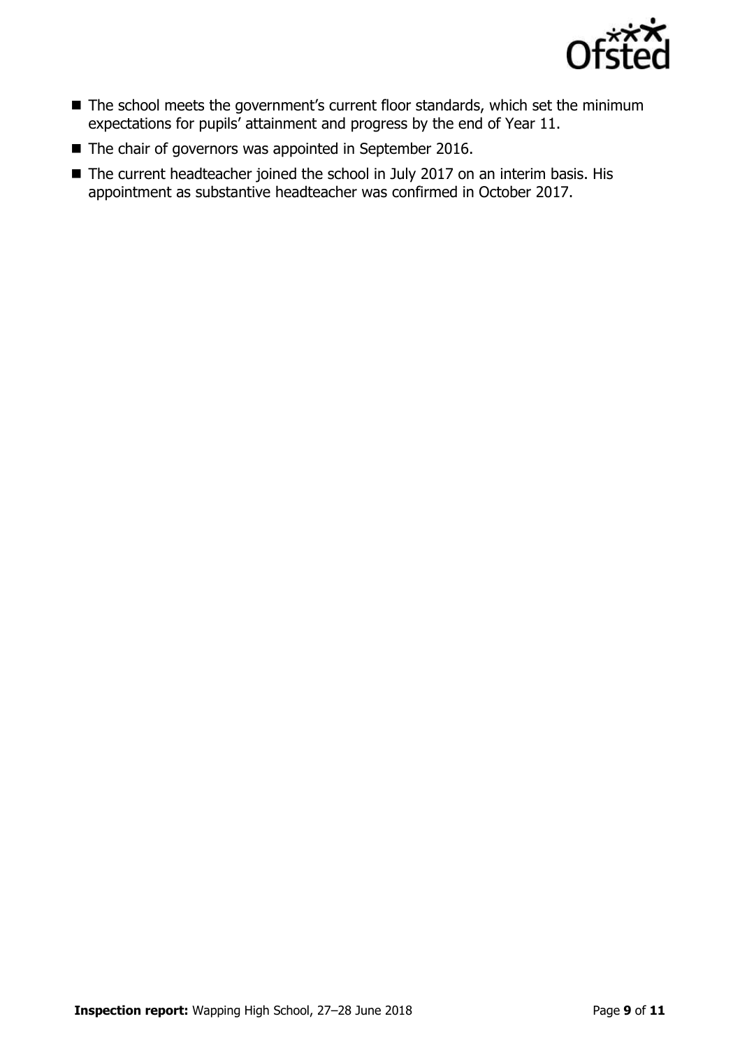- The school meets the government's current floor standards, which set the minimum expectations for pupils' attainment and progress by the end of Year 11.
- The chair of governors was appointed in September 2016.
- The current headteacher joined the school in July 2017 on an interim basis. His appointment as substantive headteacher was confirmed in October 2017.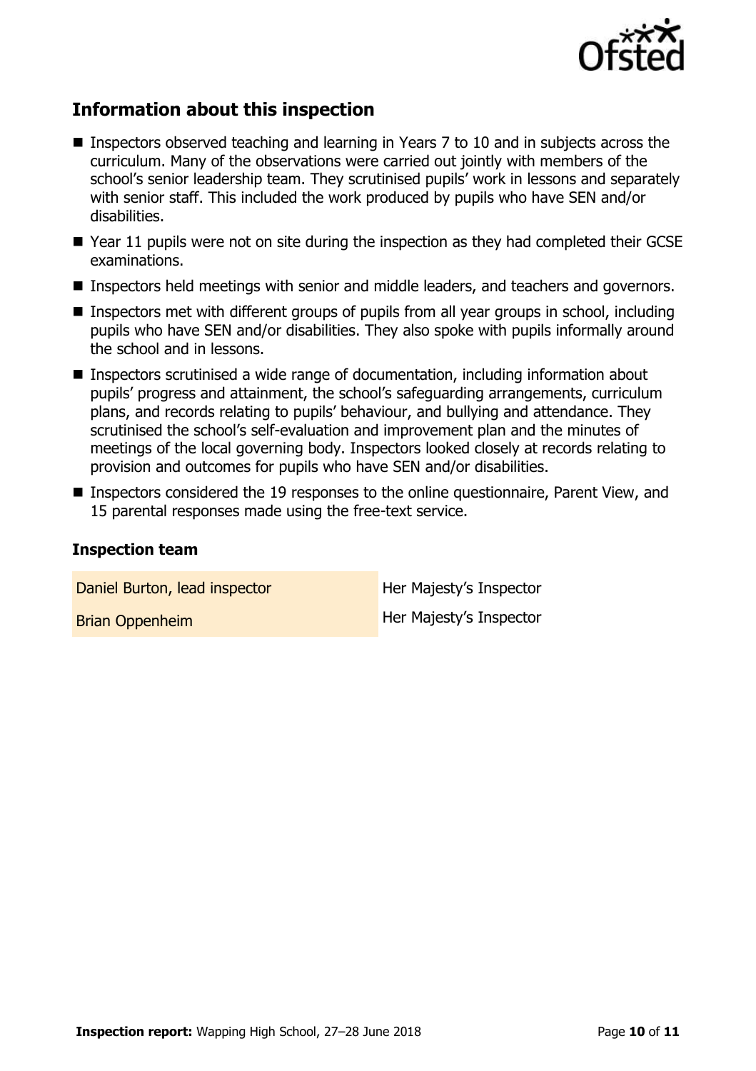## Information about this inspection

- Inspectors observed teaching and learning in Years 7 to 10 and in subjects across the curriculum. Many of the observations were carried out jointly with members of the school's senior leadership team. They scrutinised pupils' work in lessons and separately with senior staff. This included the work produced by pupils who have SEN and/or disabilities.
- Year 11 pupils were not on site during the inspection as they had completed their GCSE examinations.
- Inspectors held meetings with senior and middle leaders, and teachers and governors.
- Inspectors met with different groups of pupils from all year groups in school, including pupils who have SEN and/or disabilities. They also spoke with pupils informally around the school and in lessons.
- Inspectors scrutinised a wide range of documentation, including information about pupils' progress and attainment, the school's safeguarding arrangements, curriculum plans, and records relating to pupils' behaviour, and bullying and attendance. They scrutinised the school's self-evaluation and improvement plan and the minutes of meetings of the local governing body. Inspectors looked closely at records relating to provision and outcomes for pupils who have SEN and/or disabilities.
- Inspectors considered the 19 responses to the online questionnaire, Parent View, and 15 parental responses made using the free-text service.

### Inspection team

| | |
|---|---|
| Daniel Burton, lead inspector | Her Majesty's Inspector |
| Brian Oppenheim | Her Majesty's Inspector |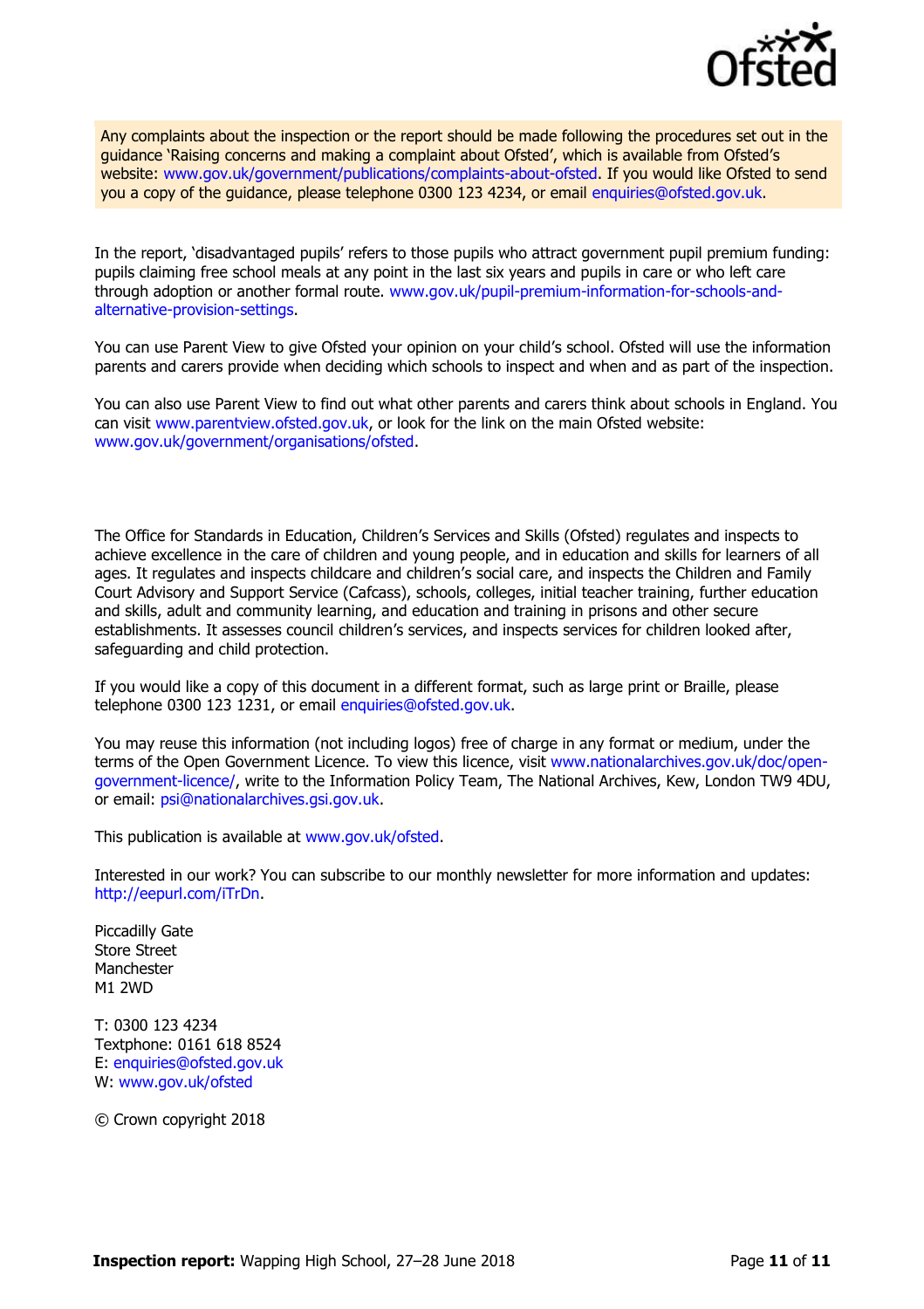Any complaints about the inspection or the report should be made following the procedures set out in the guidance 'Raising concerns and making a complaint about Ofsted', which is available from Ofsted's website: www.gov.uk/government/publications/complaints-about-ofsted. If you would like Ofsted to send you a copy of the guidance, please telephone 0300 123 4234, or email enquiries@ofsted.gov.uk.

In the report, 'disadvantaged pupils' refers to those pupils who attract government pupil premium funding: pupils claiming free school meals at any point in the last six years and pupils in care or who left care through adoption or another formal route. www.gov.uk/pupil-premium-information-for-schools-and-alternative-provision-settings.

You can use Parent View to give Ofsted your opinion on your child's school. Ofsted will use the information parents and carers provide when deciding which schools to inspect and when and as part of the inspection.

You can also use Parent View to find out what other parents and carers think about schools in England. You can visit www.parentview.ofsted.gov.uk, or look for the link on the main Ofsted website: www.gov.uk/government/organisations/ofsted.

The Office for Standards in Education, Children's Services and Skills (Ofsted) regulates and inspects to achieve excellence in the care of children and young people, and in education and skills for learners of all ages. It regulates and inspects childcare and children's social care, and inspects the Children and Family Court Advisory and Support Service (Cafcass), schools, colleges, initial teacher training, further education and skills, adult and community learning, and education and training in prisons and other secure establishments. It assesses council children's services, and inspects services for children looked after, safeguarding and child protection.

If you would like a copy of this document in a different format, such as large print or Braille, please telephone 0300 123 1231, or email enquiries@ofsted.gov.uk.

You may reuse this information (not including logos) free of charge in any format or medium, under the terms of the Open Government Licence. To view this licence, visit www.nationalarchives.gov.uk/doc/open-government-licence/, write to the Information Policy Team, The National Archives, Kew, London TW9 4DU, or email: psi@nationalarchives.gsi.gov.uk.

This publication is available at www.gov.uk/ofsted.

Interested in our work? You can subscribe to our monthly newsletter for more information and updates: http://eepurl.com/iTrDn.

Piccadilly Gate
Store Street
Manchester
M1 2WD

T: 0300 123 4234
Textphone: 0161 618 8524
E: enquiries@ofsted.gov.uk
W: www.gov.uk/ofsted

© Crown copyright 2018